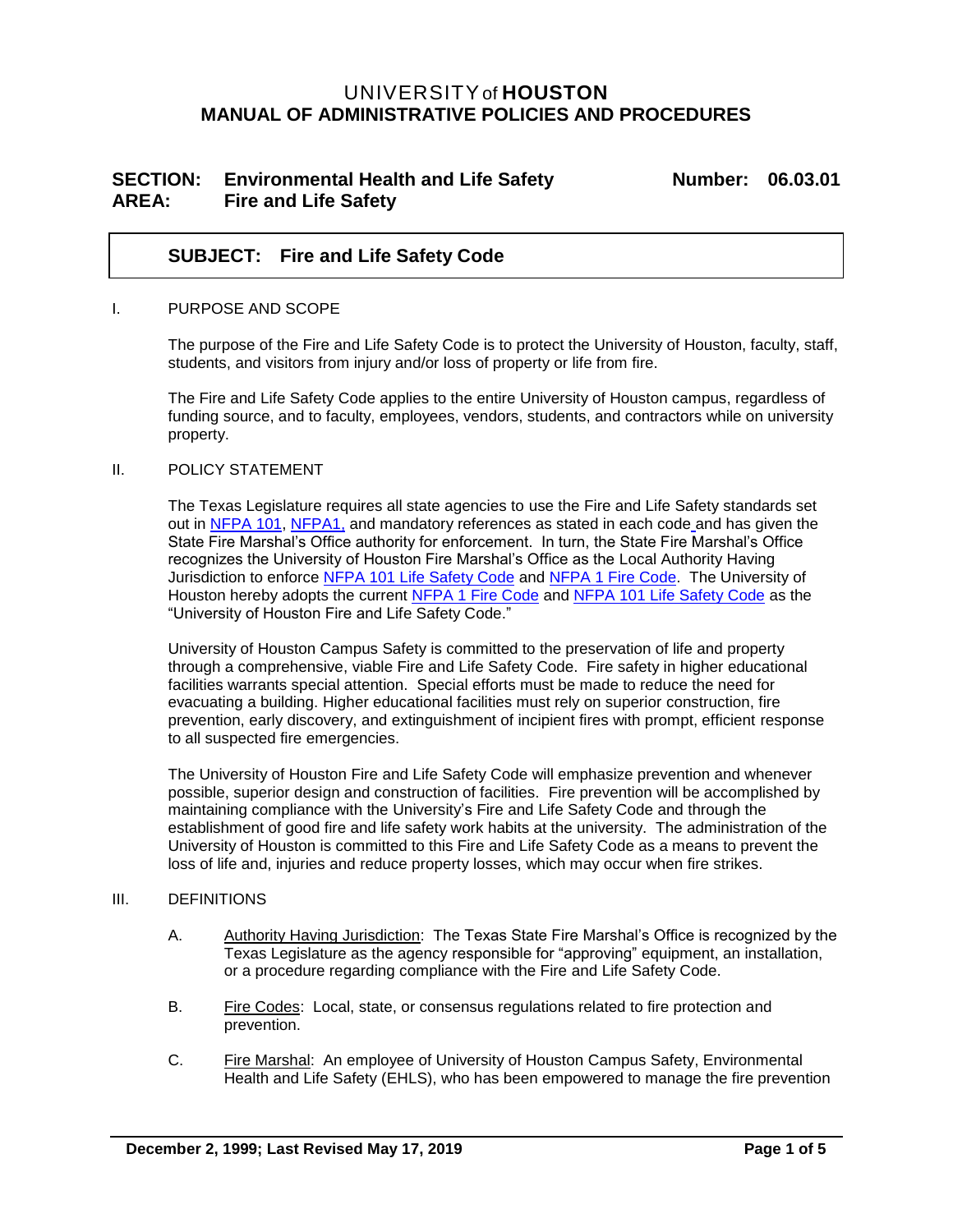# UNIVERSITY of HOUSTON
# MANUAL OF ADMINISTRATIVE POLICIES AND PROCEDURES

**SECTION:** **Environmental Health and Life Safety** **Number: 06.03.01**
**AREA:** **Fire and Life Safety**

## SUBJECT: Fire and Life Safety Code

I. PURPOSE AND SCOPE

The purpose of the Fire and Life Safety Code is to protect the University of Houston, faculty, staff, students, and visitors from injury and/or loss of property or life from fire.

The Fire and Life Safety Code applies to the entire University of Houston campus, regardless of funding source, and to faculty, employees, vendors, students, and contractors while on university property.

II. POLICY STATEMENT

The Texas Legislature requires all state agencies to use the Fire and Life Safety standards set out in NFPA 101, NFPA1, and mandatory references as stated in each code and has given the State Fire Marshal's Office authority for enforcement. In turn, the State Fire Marshal's Office recognizes the University of Houston Fire Marshal's Office as the Local Authority Having Jurisdiction to enforce NFPA 101 Life Safety Code and NFPA 1 Fire Code. The University of Houston hereby adopts the current NFPA 1 Fire Code and NFPA 101 Life Safety Code as the "University of Houston Fire and Life Safety Code."

University of Houston Campus Safety is committed to the preservation of life and property through a comprehensive, viable Fire and Life Safety Code. Fire safety in higher educational facilities warrants special attention. Special efforts must be made to reduce the need for evacuating a building. Higher educational facilities must rely on superior construction, fire prevention, early discovery, and extinguishment of incipient fires with prompt, efficient response to all suspected fire emergencies.

The University of Houston Fire and Life Safety Code will emphasize prevention and whenever possible, superior design and construction of facilities. Fire prevention will be accomplished by maintaining compliance with the University's Fire and Life Safety Code and through the establishment of good fire and life safety work habits at the university. The administration of the University of Houston is committed to this Fire and Life Safety Code as a means to prevent the loss of life and, injuries and reduce property losses, which may occur when fire strikes.

III. DEFINITIONS

A. Authority Having Jurisdiction: The Texas State Fire Marshal's Office is recognized by the Texas Legislature as the agency responsible for "approving" equipment, an installation, or a procedure regarding compliance with the Fire and Life Safety Code.

B. Fire Codes: Local, state, or consensus regulations related to fire protection and prevention.

C. Fire Marshal: An employee of University of Houston Campus Safety, Environmental Health and Life Safety (EHLS), who has been empowered to manage the fire prevention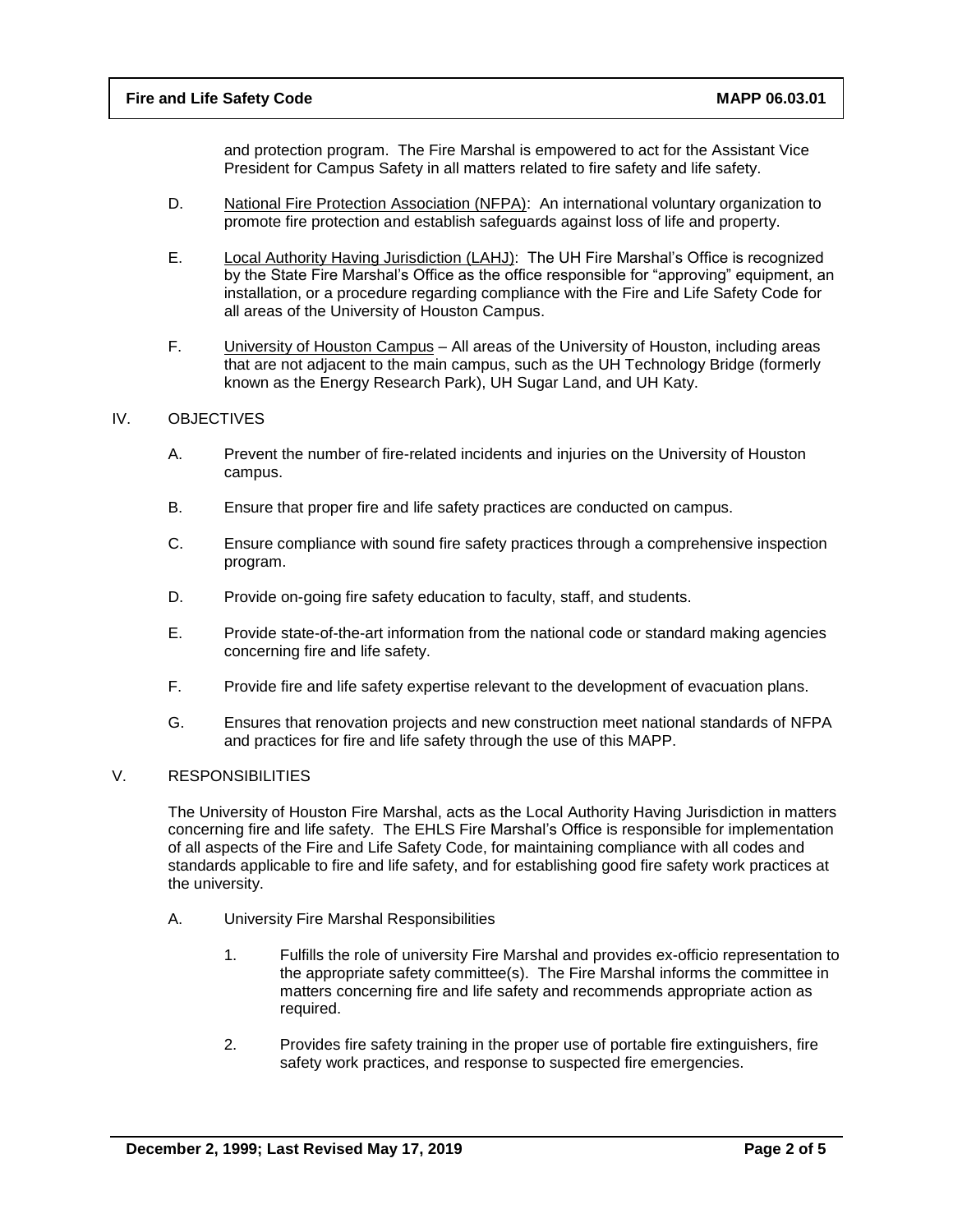and protection program. The Fire Marshal is empowered to act for the Assistant Vice President for Campus Safety in all matters related to fire safety and life safety.

D. National Fire Protection Association (NFPA): An international voluntary organization to promote fire protection and establish safeguards against loss of life and property.

E. Local Authority Having Jurisdiction (LAHJ): The UH Fire Marshal's Office is recognized by the State Fire Marshal's Office as the office responsible for "approving" equipment, an installation, or a procedure regarding compliance with the Fire and Life Safety Code for all areas of the University of Houston Campus.

F. University of Houston Campus – All areas of the University of Houston, including areas that are not adjacent to the main campus, such as the UH Technology Bridge (formerly known as the Energy Research Park), UH Sugar Land, and UH Katy.

## IV. OBJECTIVES

A. Prevent the number of fire-related incidents and injuries on the University of Houston campus.

B. Ensure that proper fire and life safety practices are conducted on campus.

C. Ensure compliance with sound fire safety practices through a comprehensive inspection program.

D. Provide on-going fire safety education to faculty, staff, and students.

E. Provide state-of-the-art information from the national code or standard making agencies concerning fire and life safety.

F. Provide fire and life safety expertise relevant to the development of evacuation plans.

G. Ensures that renovation projects and new construction meet national standards of NFPA and practices for fire and life safety through the use of this MAPP.

## V. RESPONSIBILITIES

The University of Houston Fire Marshal, acts as the Local Authority Having Jurisdiction in matters concerning fire and life safety. The EHLS Fire Marshal's Office is responsible for implementation of all aspects of the Fire and Life Safety Code, for maintaining compliance with all codes and standards applicable to fire and life safety, and for establishing good fire safety work practices at the university.

A. University Fire Marshal Responsibilities

1. Fulfills the role of university Fire Marshal and provides ex-officio representation to the appropriate safety committee(s). The Fire Marshal informs the committee in matters concerning fire and life safety and recommends appropriate action as required.

2. Provides fire safety training in the proper use of portable fire extinguishers, fire safety work practices, and response to suspected fire emergencies.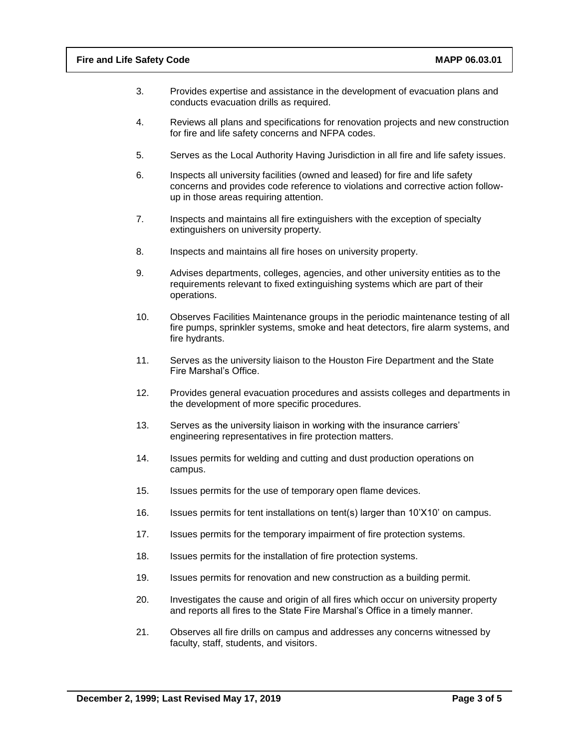3. Provides expertise and assistance in the development of evacuation plans and conducts evacuation drills as required.

4. Reviews all plans and specifications for renovation projects and new construction for fire and life safety concerns and NFPA codes.

5. Serves as the Local Authority Having Jurisdiction in all fire and life safety issues.

6. Inspects all university facilities (owned and leased) for fire and life safety concerns and provides code reference to violations and corrective action follow-up in those areas requiring attention.

7. Inspects and maintains all fire extinguishers with the exception of specialty extinguishers on university property.

8. Inspects and maintains all fire hoses on university property.

9. Advises departments, colleges, agencies, and other university entities as to the requirements relevant to fixed extinguishing systems which are part of their operations.

10. Observes Facilities Maintenance groups in the periodic maintenance testing of all fire pumps, sprinkler systems, smoke and heat detectors, fire alarm systems, and fire hydrants.

11. Serves as the university liaison to the Houston Fire Department and the State Fire Marshal's Office.

12. Provides general evacuation procedures and assists colleges and departments in the development of more specific procedures.

13. Serves as the university liaison in working with the insurance carriers' engineering representatives in fire protection matters.

14. Issues permits for welding and cutting and dust production operations on campus.

15. Issues permits for the use of temporary open flame devices.

16. Issues permits for tent installations on tent(s) larger than 10'X10' on campus.

17. Issues permits for the temporary impairment of fire protection systems.

18. Issues permits for the installation of fire protection systems.

19. Issues permits for renovation and new construction as a building permit.

20. Investigates the cause and origin of all fires which occur on university property and reports all fires to the State Fire Marshal's Office in a timely manner.

21. Observes all fire drills on campus and addresses any concerns witnessed by faculty, staff, students, and visitors.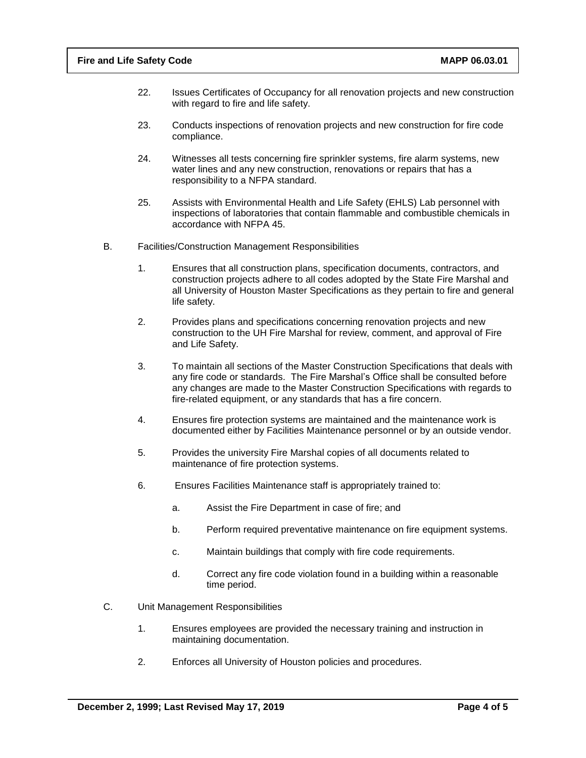22. Issues Certificates of Occupancy for all renovation projects and new construction with regard to fire and life safety.

23. Conducts inspections of renovation projects and new construction for fire code compliance.

24. Witnesses all tests concerning fire sprinkler systems, fire alarm systems, new water lines and any new construction, renovations or repairs that has a responsibility to a NFPA standard.

25. Assists with Environmental Health and Life Safety (EHLS) Lab personnel with inspections of laboratories that contain flammable and combustible chemicals in accordance with NFPA 45.

B. Facilities/Construction Management Responsibilities

1. Ensures that all construction plans, specification documents, contractors, and construction projects adhere to all codes adopted by the State Fire Marshal and all University of Houston Master Specifications as they pertain to fire and general life safety.

2. Provides plans and specifications concerning renovation projects and new construction to the UH Fire Marshal for review, comment, and approval of Fire and Life Safety.

3. To maintain all sections of the Master Construction Specifications that deals with any fire code or standards. The Fire Marshal's Office shall be consulted before any changes are made to the Master Construction Specifications with regards to fire-related equipment, or any standards that has a fire concern.

4. Ensures fire protection systems are maintained and the maintenance work is documented either by Facilities Maintenance personnel or by an outside vendor.

5. Provides the university Fire Marshal copies of all documents related to maintenance of fire protection systems.

6. Ensures Facilities Maintenance staff is appropriately trained to:

   a. Assist the Fire Department in case of fire; and

   b. Perform required preventative maintenance on fire equipment systems.

   c. Maintain buildings that comply with fire code requirements.

   d. Correct any fire code violation found in a building within a reasonable time period.

C. Unit Management Responsibilities

1. Ensures employees are provided the necessary training and instruction in maintaining documentation.

2. Enforces all University of Houston policies and procedures.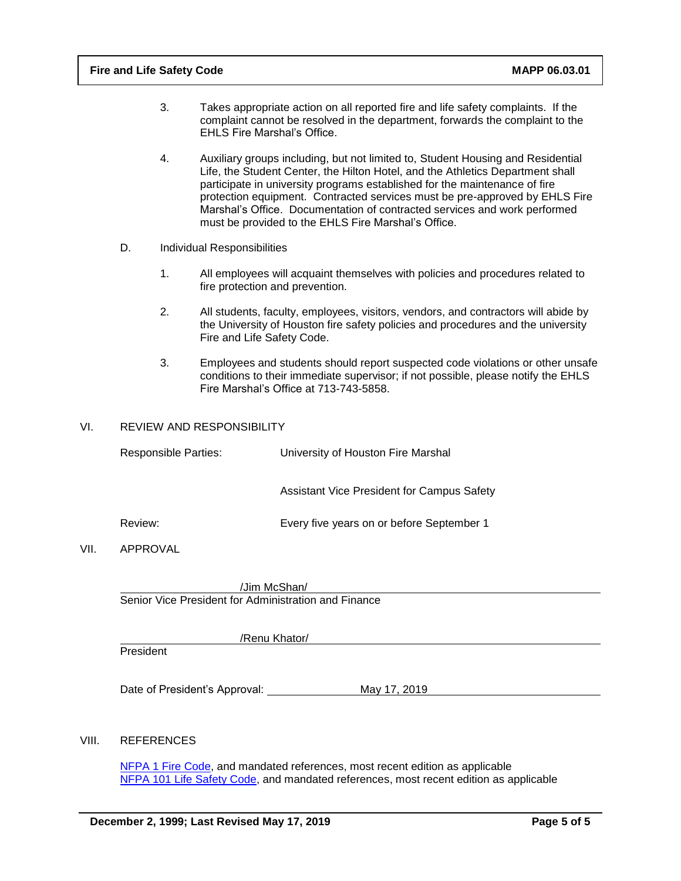3. Takes appropriate action on all reported fire and life safety complaints. If the complaint cannot be resolved in the department, forwards the complaint to the EHLS Fire Marshal's Office.

4. Auxiliary groups including, but not limited to, Student Housing and Residential Life, the Student Center, the Hilton Hotel, and the Athletics Department shall participate in university programs established for the maintenance of fire protection equipment. Contracted services must be pre-approved by EHLS Fire Marshal's Office. Documentation of contracted services and work performed must be provided to the EHLS Fire Marshal's Office.

D. Individual Responsibilities

1. All employees will acquaint themselves with policies and procedures related to fire protection and prevention.

2. All students, faculty, employees, visitors, vendors, and contractors will abide by the University of Houston fire safety policies and procedures and the university Fire and Life Safety Code.

3. Employees and students should report suspected code violations or other unsafe conditions to their immediate supervisor; if not possible, please notify the EHLS Fire Marshal's Office at 713-743-5858.

## VI. REVIEW AND RESPONSIBILITY

Responsible Parties: University of Houston Fire Marshal

Assistant Vice President for Campus Safety

Review: Every five years on or before September 1

## VII. APPROVAL

/Jim McShan/
Senior Vice President for Administration and Finance

/Renu Khator/
President

Date of President's Approval: May 17, 2019

## VIII. REFERENCES

NFPA 1 Fire Code, and mandated references, most recent edition as applicable
NFPA 101 Life Safety Code, and mandated references, most recent edition as applicable